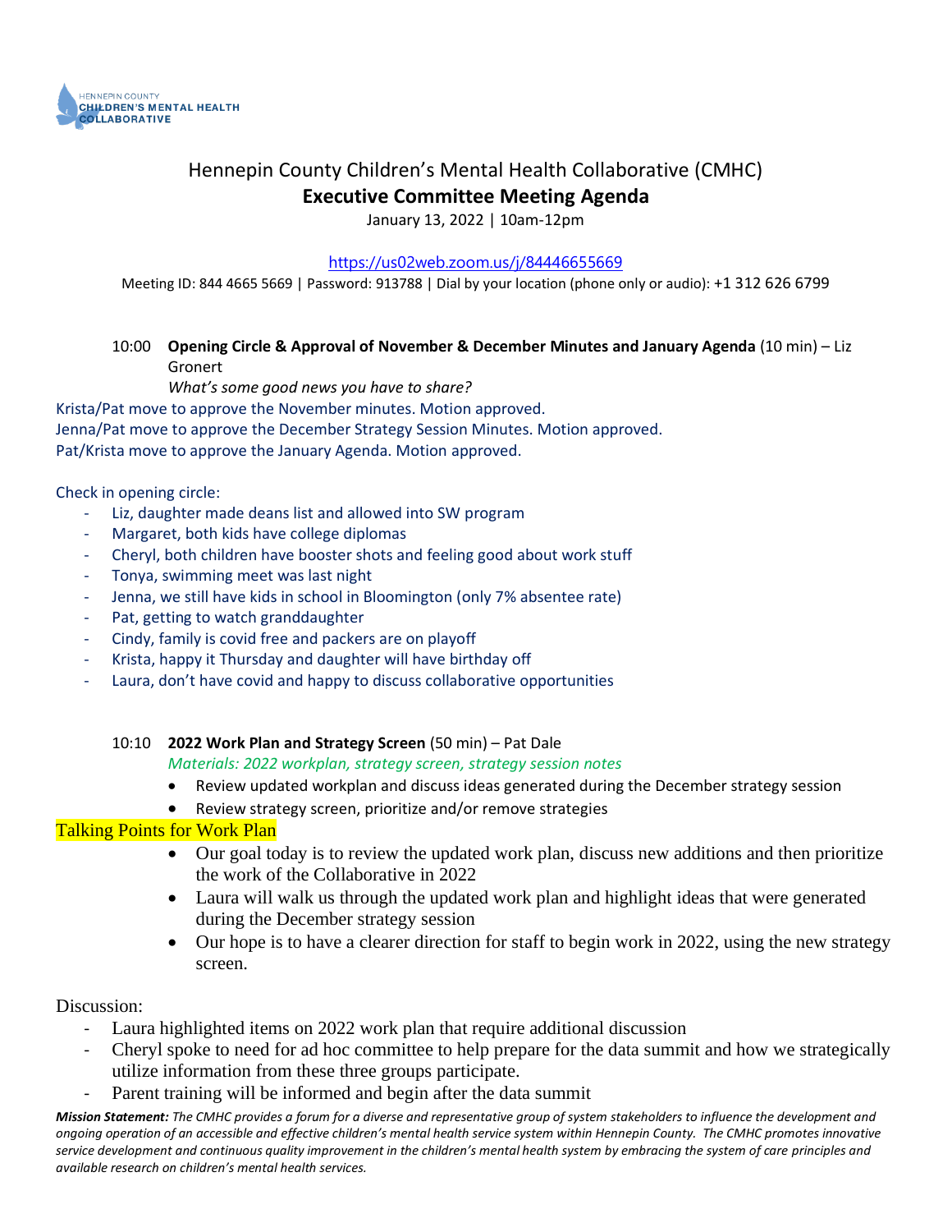Hennepin County Children's Mental Health Collaborative (CMHC)

# Executive Committee Meeting Agenda

January 13, 2022 | 10am-12pm

https://us02web.zoom.us/j/84446655669

Meeting ID: 844 4665 5669 | Password: 913788 | Dial by your location (phone only or audio): +1 312 626 6799

10:00 **Opening Circle & Approval of November & December Minutes and January Agenda** (10 min) – Liz Gronert

*What's some good news you have to share?*

Krista/Pat move to approve the November minutes. Motion approved.
Jenna/Pat move to approve the December Strategy Session Minutes. Motion approved.
Pat/Krista move to approve the January Agenda. Motion approved.

Check in opening circle:

- Liz, daughter made deans list and allowed into SW program
- Margaret, both kids have college diplomas
- Cheryl, both children have booster shots and feeling good about work stuff
- Tonya, swimming meet was last night
- Jenna, we still have kids in school in Bloomington (only 7% absentee rate)
- Pat, getting to watch granddaughter
- Cindy, family is covid free and packers are on playoff
- Krista, happy it Thursday and daughter will have birthday off
- Laura, don't have covid and happy to discuss collaborative opportunities

10:10 **2022 Work Plan and Strategy Screen** (50 min) – Pat Dale

*Materials: 2022 workplan, strategy screen, strategy session notes*

- Review updated workplan and discuss ideas generated during the December strategy session
- Review strategy screen, prioritize and/or remove strategies

Talking Points for Work Plan

- Our goal today is to review the updated work plan, discuss new additions and then prioritize the work of the Collaborative in 2022
- Laura will walk us through the updated work plan and highlight ideas that were generated during the December strategy session
- Our hope is to have a clearer direction for staff to begin work in 2022, using the new strategy screen.

Discussion:

- Laura highlighted items on 2022 work plan that require additional discussion
- Cheryl spoke to need for ad hoc committee to help prepare for the data summit and how we strategically utilize information from these three groups participate.
- Parent training will be informed and begin after the data summit

***Mission Statement:*** *The CMHC provides a forum for a diverse and representative group of system stakeholders to influence the development and ongoing operation of an accessible and effective children's mental health service system within Hennepin County. The CMHC promotes innovative service development and continuous quality improvement in the children's mental health system by embracing the system of care principles and available research on children's mental health services.*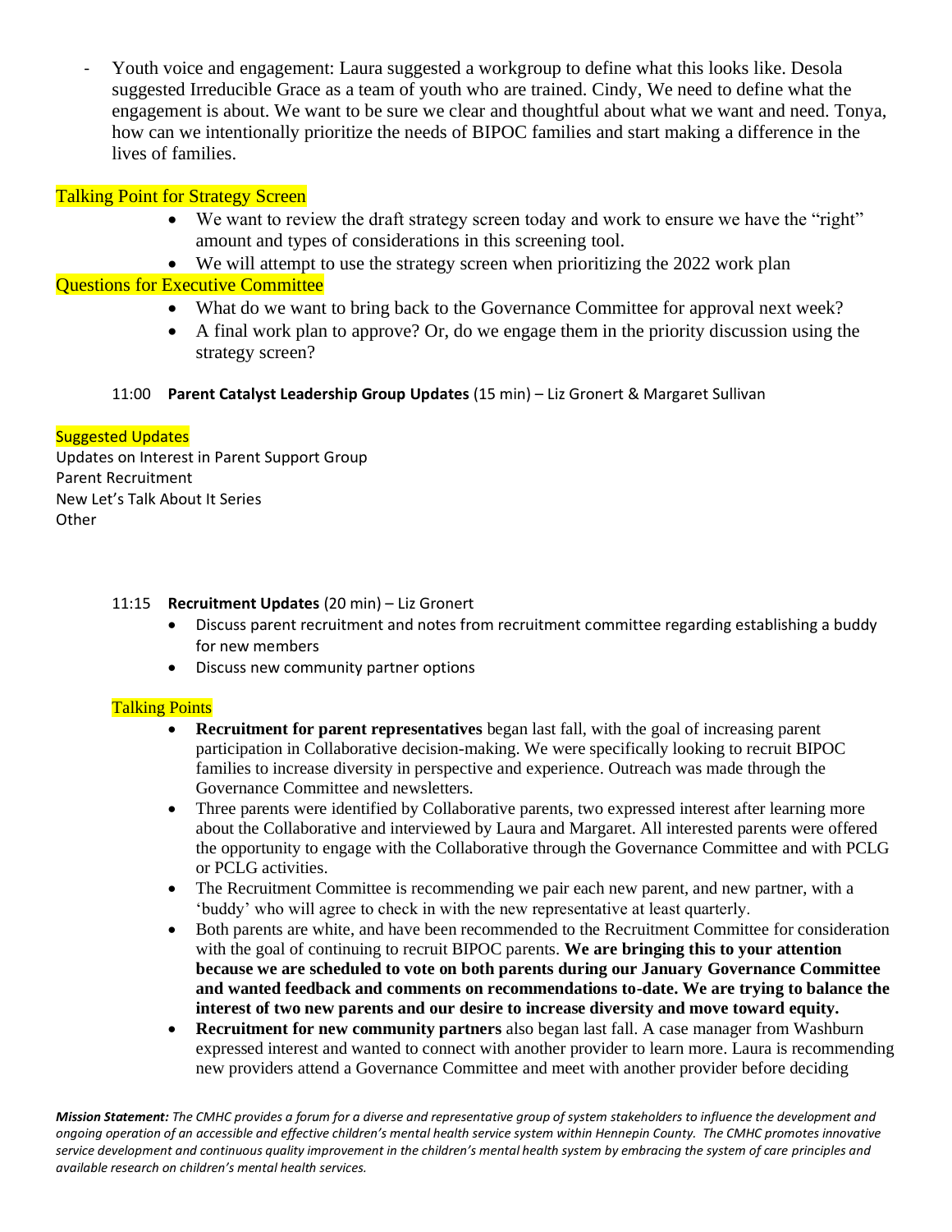- Youth voice and engagement: Laura suggested a workgroup to define what this looks like. Desola suggested Irreducible Grace as a team of youth who are trained. Cindy, We need to define what the engagement is about. We want to be sure we clear and thoughtful about what we want and need. Tonya, how can we intentionally prioritize the needs of BIPOC families and start making a difference in the lives of families.

Talking Point for Strategy Screen

- We want to review the draft strategy screen today and work to ensure we have the "right" amount and types of considerations in this screening tool.
- We will attempt to use the strategy screen when prioritizing the 2022 work plan

Questions for Executive Committee

- What do we want to bring back to the Governance Committee for approval next week?
- A final work plan to approve? Or, do we engage them in the priority discussion using the strategy screen?

11:00 **Parent Catalyst Leadership Group Updates** (15 min) – Liz Gronert & Margaret Sullivan

Suggested Updates

Updates on Interest in Parent Support Group
Parent Recruitment
New Let's Talk About It Series
Other

11:15 **Recruitment Updates** (20 min) – Liz Gronert

- Discuss parent recruitment and notes from recruitment committee regarding establishing a buddy for new members
- Discuss new community partner options

Talking Points

- **Recruitment for parent representatives** began last fall, with the goal of increasing parent participation in Collaborative decision-making. We were specifically looking to recruit BIPOC families to increase diversity in perspective and experience. Outreach was made through the Governance Committee and newsletters.
- Three parents were identified by Collaborative parents, two expressed interest after learning more about the Collaborative and interviewed by Laura and Margaret. All interested parents were offered the opportunity to engage with the Collaborative through the Governance Committee and with PCLG or PCLG activities.
- The Recruitment Committee is recommending we pair each new parent, and new partner, with a 'buddy' who will agree to check in with the new representative at least quarterly.
- Both parents are white, and have been recommended to the Recruitment Committee for consideration with the goal of continuing to recruit BIPOC parents. **We are bringing this to your attention because we are scheduled to vote on both parents during our January Governance Committee and wanted feedback and comments on recommendations to-date. We are trying to balance the interest of two new parents and our desire to increase diversity and move toward equity.**
- **Recruitment for new community partners** also began last fall. A case manager from Washburn expressed interest and wanted to connect with another provider to learn more. Laura is recommending new providers attend a Governance Committee and meet with another provider before deciding

***Mission Statement:*** *The CMHC provides a forum for a diverse and representative group of system stakeholders to influence the development and ongoing operation of an accessible and effective children's mental health service system within Hennepin County. The CMHC promotes innovative service development and continuous quality improvement in the children's mental health system by embracing the system of care principles and available research on children's mental health services.*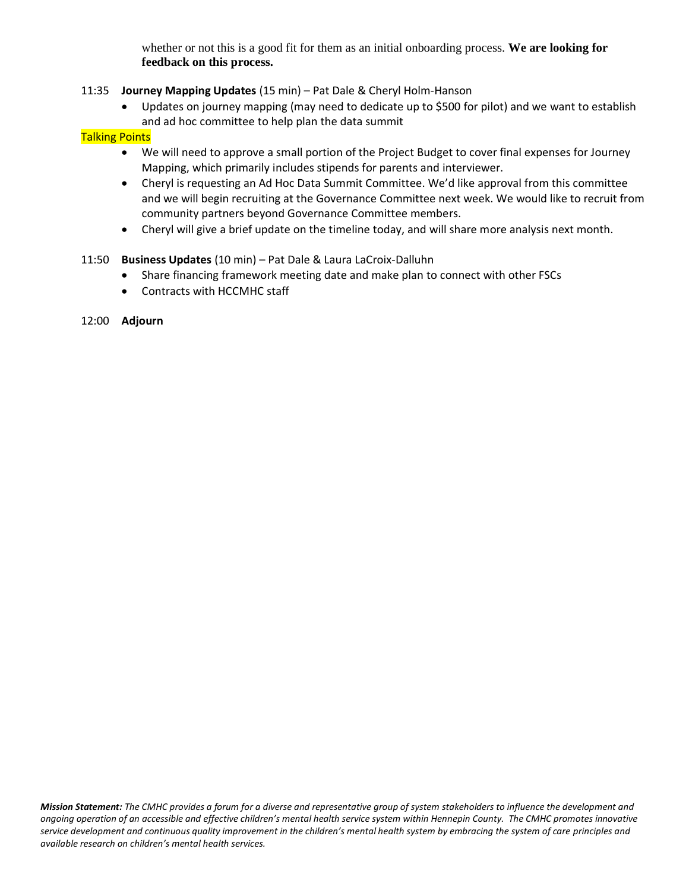whether or not this is a good fit for them as an initial onboarding process. **We are looking for feedback on this process.**

11:35 **Journey Mapping Updates** (15 min) – Pat Dale & Cheryl Holm-Hanson

- Updates on journey mapping (may need to dedicate up to $500 for pilot) and we want to establish and ad hoc committee to help plan the data summit

Talking Points

- We will need to approve a small portion of the Project Budget to cover final expenses for Journey Mapping, which primarily includes stipends for parents and interviewer.
- Cheryl is requesting an Ad Hoc Data Summit Committee. We'd like approval from this committee and we will begin recruiting at the Governance Committee next week. We would like to recruit from community partners beyond Governance Committee members.
- Cheryl will give a brief update on the timeline today, and will share more analysis next month.

11:50 **Business Updates** (10 min) – Pat Dale & Laura LaCroix-Dalluhn

- Share financing framework meeting date and make plan to connect with other FSCs
- Contracts with HCCMHC staff

12:00 **Adjourn**

***Mission Statement:*** *The CMHC provides a forum for a diverse and representative group of system stakeholders to influence the development and ongoing operation of an accessible and effective children's mental health service system within Hennepin County. The CMHC promotes innovative service development and continuous quality improvement in the children's mental health system by embracing the system of care principles and available research on children's mental health services.*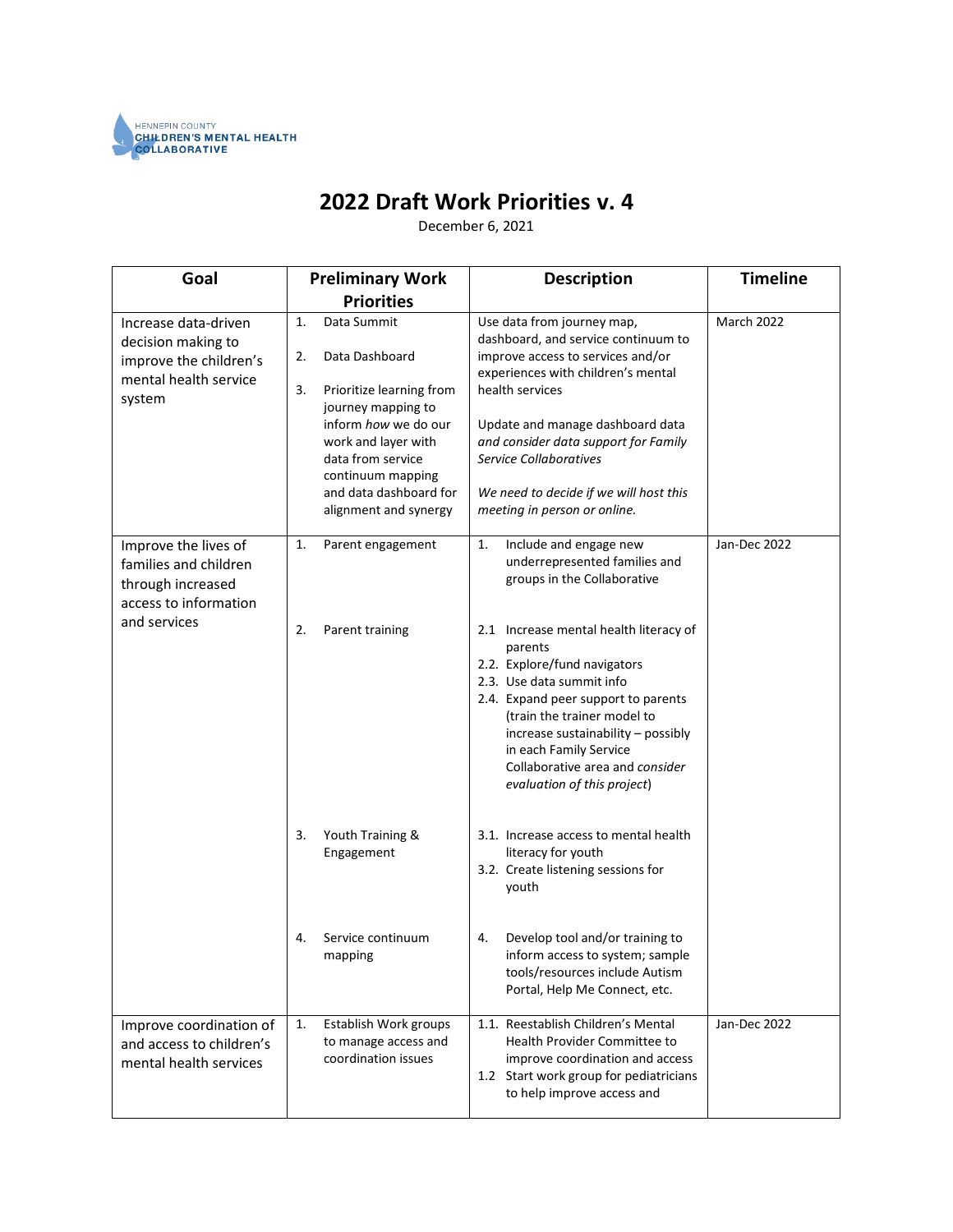HENNEPIN COUNTY
CHILDREN'S MENTAL HEALTH COLLABORATIVE

# 2022 Draft Work Priorities v. 4

December 6, 2021

| Goal | Preliminary Work Priorities | Description | Timeline |
|---|---|---|---|
| Increase data-driven decision making to improve the children's mental health service system | 1. Data Summit<br><br>2. Data Dashboard<br><br>3. Prioritize learning from journey mapping to inform *how* we do our work and layer with data from service continuum mapping and data dashboard for alignment and synergy | Use data from journey map, dashboard, and service continuum to improve access to services and/or experiences with children's mental health services<br><br>Update and manage dashboard data *and consider data support for Family Service Collaboratives*<br><br>*We need to decide if we will host this meeting in person or online.* | March 2022 |
| Improve the lives of families and children through increased access to information and services | 1. Parent engagement<br><br>2. Parent training<br><br>3. Youth Training & Engagement<br><br>4. Service continuum mapping | 1. Include and engage new underrepresented families and groups in the Collaborative<br><br>2.1 Increase mental health literacy of parents<br>2.2. Explore/fund navigators<br>2.3. Use data summit info<br>2.4. Expand peer support to parents (train the trainer model to increase sustainability – possibly in each Family Service Collaborative area and *consider evaluation of this project*)<br><br>3.1. Increase access to mental health literacy for youth<br>3.2. Create listening sessions for youth<br><br>4. Develop tool and/or training to inform access to system; sample tools/resources include Autism Portal, Help Me Connect, etc. | Jan-Dec 2022 |
| Improve coordination of and access to children's mental health services | 1. Establish Work groups to manage access and coordination issues | 1.1. Reestablish Children's Mental Health Provider Committee to improve coordination and access<br>1.2 Start work group for pediatricians to help improve access and | Jan-Dec 2022 |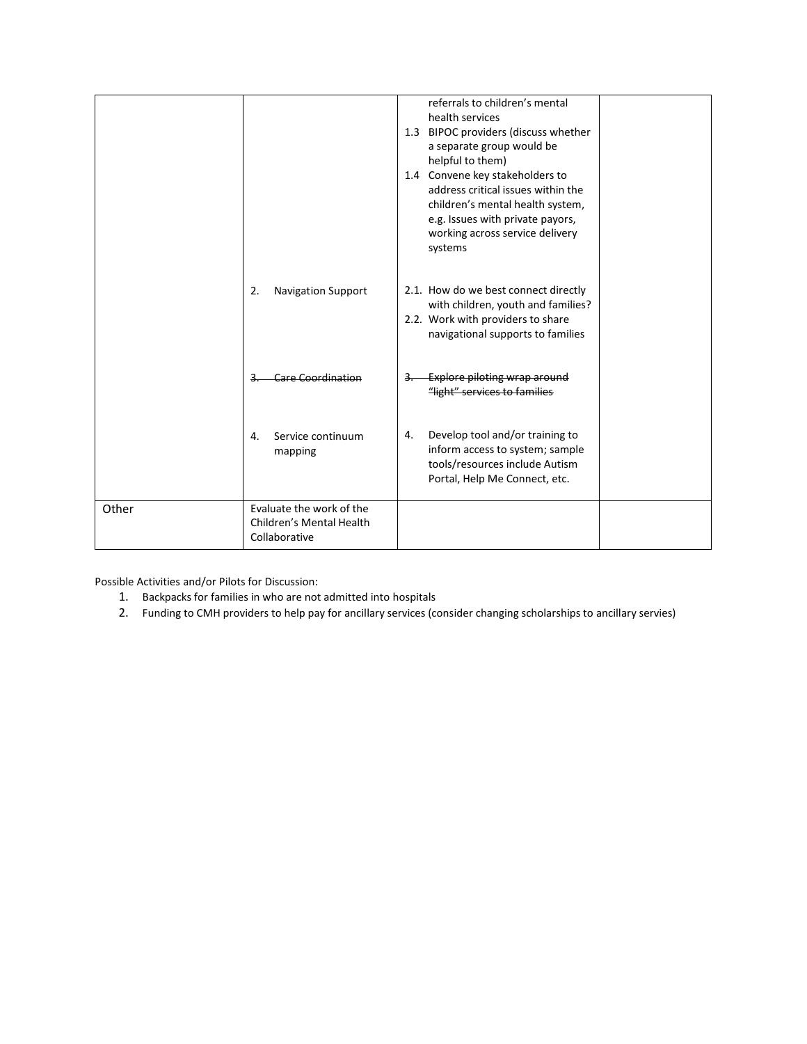| | | | |
|---|---|---|---|
| | | referrals to children's mental health services<br>1.3 BIPOC providers (discuss whether a separate group would be helpful to them)<br>1.4 Convene key stakeholders to address critical issues within the children's mental health system, e.g. Issues with private payors, working across service delivery systems | |
| | 2. Navigation Support | 2.1. How do we best connect directly with children, youth and families?<br>2.2. Work with providers to share navigational supports to families | |
| | ~~3. Care Coordination~~ | ~~3. Explore piloting wrap around "light" services to families~~ | |
| | 4. Service continuum mapping | 4. Develop tool and/or training to inform access to system; sample tools/resources include Autism Portal, Help Me Connect, etc. | |
| Other | Evaluate the work of the Children's Mental Health Collaborative | | |

Possible Activities and/or Pilots for Discussion:

1. Backpacks for families in who are not admitted into hospitals
2. Funding to CMH providers to help pay for ancillary services (consider changing scholarships to ancillary servies)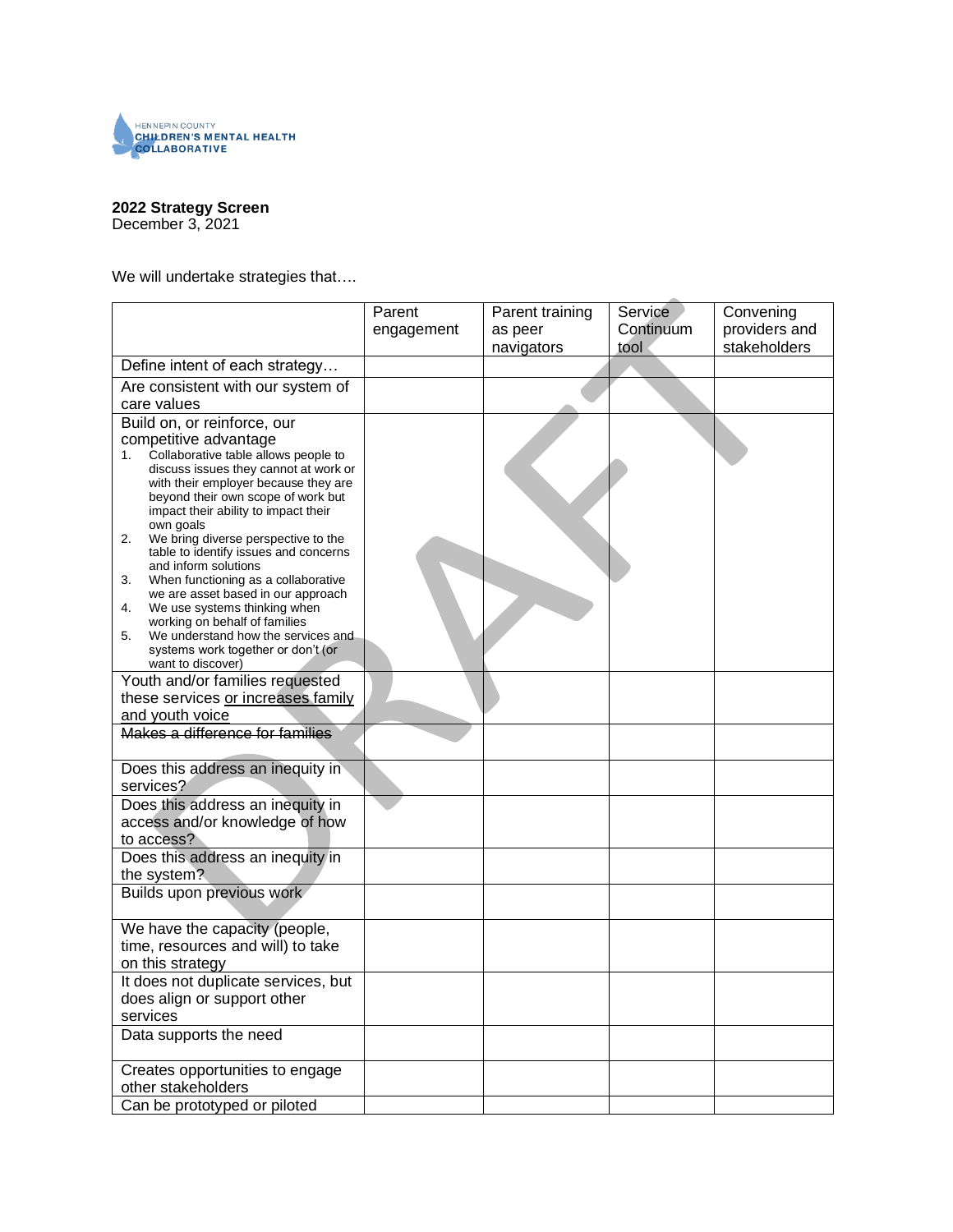HENNEPIN COUNTY
CHILDREN'S MENTAL HEALTH
COLLABORATIVE

**2022 Strategy Screen**
December 3, 2021

We will undertake strategies that….

| | Parent engagement | Parent training as peer navigators | Service Continuum tool | Convening providers and stakeholders |
|---|---|---|---|---|
| Define intent of each strategy… | | | | |
| Are consistent with our system of care values | | | | |
| Build on, or reinforce, our competitive advantage<br>1. Collaborative table allows people to discuss issues they cannot at work or with their employer because they are beyond their own scope of work but impact their ability to impact their own goals<br>2. We bring diverse perspective to the table to identify issues and concerns and inform solutions<br>3. When functioning as a collaborative we are asset based in our approach<br>4. We use systems thinking when working on behalf of families<br>5. We understand how the services and systems work together or don't (or want to discover) | | | | |
| Youth and/or families requested these services <u>or increases family and youth voice</u> | | | | |
| ~~Makes a difference for families~~ | | | | |
| Does this address an inequity in services? | | | | |
| Does this address an inequity in access and/or knowledge of how to access? | | | | |
| Does this address an inequity in the system? | | | | |
| Builds upon previous work | | | | |
| We have the capacity (people, time, resources and will) to take on this strategy | | | | |
| It does not duplicate services, but does align or support other services | | | | |
| Data supports the need | | | | |
| Creates opportunities to engage other stakeholders | | | | |
| Can be prototyped or piloted | | | | |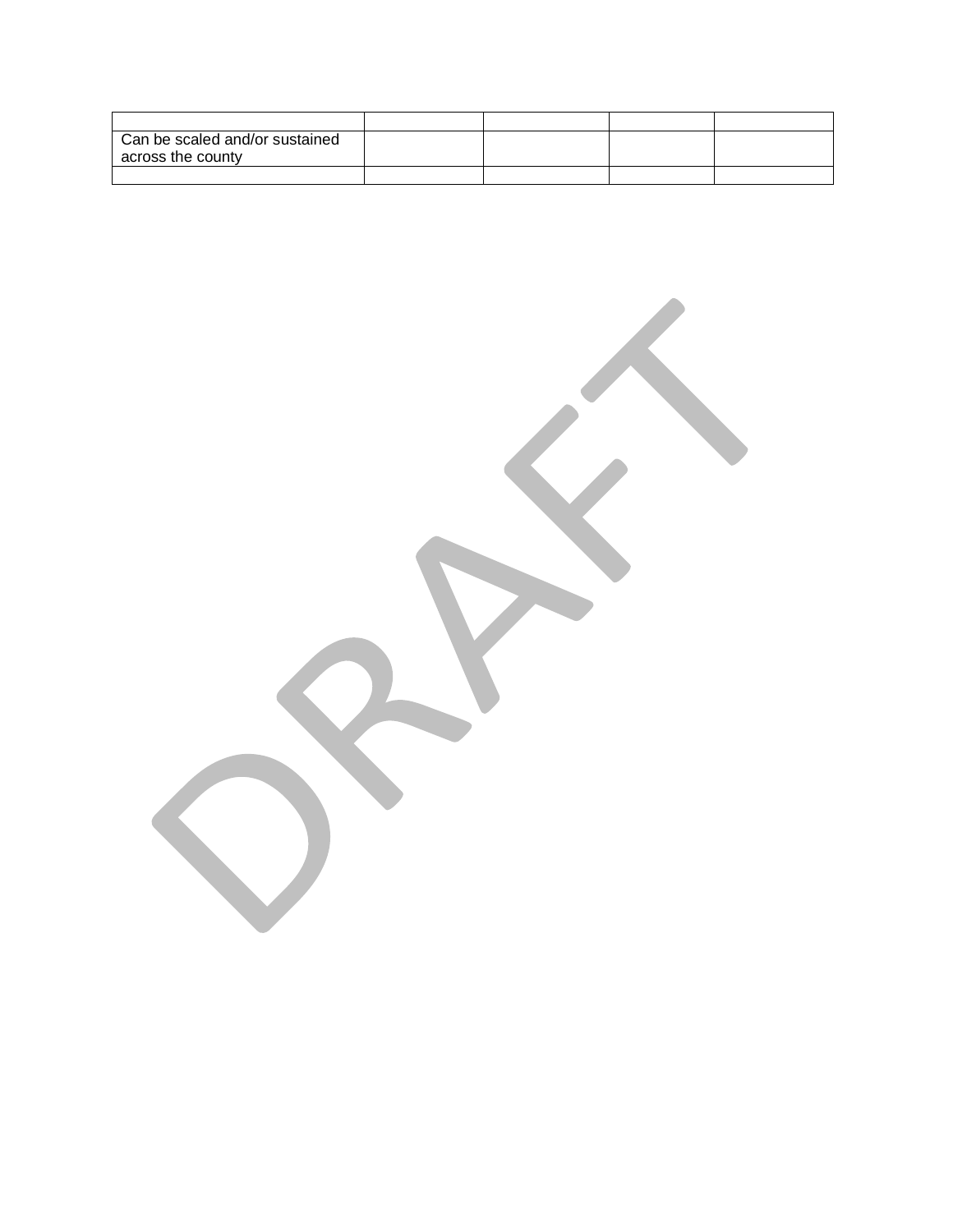| | | | | |
|---|---|---|---|---|
| Can be scaled and/or sustained across the county | | | | |
| | | | | |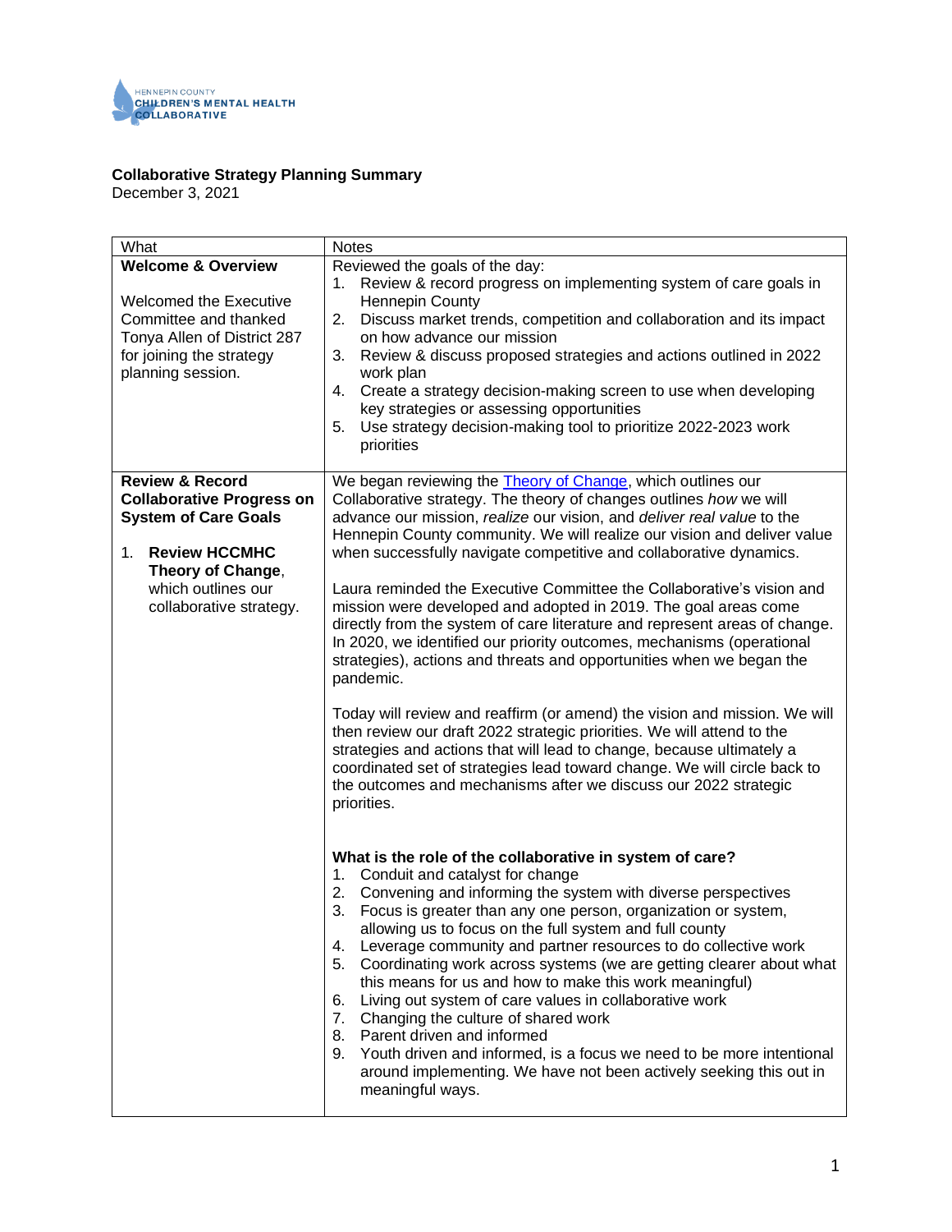HENNEPIN COUNTY CHILDREN'S MENTAL HEALTH COLLABORATIVE

**Collaborative Strategy Planning Summary**
December 3, 2021

| What | Notes |
| --- | --- |
| **Welcome & Overview**<br><br>Welcomed the Executive Committee and thanked Tonya Allen of District 287 for joining the strategy planning session. | Reviewed the goals of the day:<br>1. Review & record progress on implementing system of care goals in Hennepin County<br>2. Discuss market trends, competition and collaboration and its impact on how advance our mission<br>3. Review & discuss proposed strategies and actions outlined in 2022 work plan<br>4. Create a strategy decision-making screen to use when developing key strategies or assessing opportunities<br>5. Use strategy decision-making tool to prioritize 2022-2023 work priorities |
| **Review & Record Collaborative Progress on System of Care Goals**<br><br>1. **Review HCCMHC Theory of Change**, which outlines our collaborative strategy. | We began reviewing the [Theory of Change](), which outlines our Collaborative strategy. The theory of changes outlines *how* we will advance our mission, *realize* our vision, and *deliver real value* to the Hennepin County community. We will realize our vision and deliver value when successfully navigate competitive and collaborative dynamics.<br><br>Laura reminded the Executive Committee the Collaborative's vision and mission were developed and adopted in 2019. The goal areas come directly from the system of care literature and represent areas of change. In 2020, we identified our priority outcomes, mechanisms (operational strategies), actions and threats and opportunities when we began the pandemic.<br><br>Today will review and reaffirm (or amend) the vision and mission. We will then review our draft 2022 strategic priorities. We will attend to the strategies and actions that will lead to change, because ultimately a coordinated set of strategies lead toward change. We will circle back to the outcomes and mechanisms after we discuss our 2022 strategic priorities.<br><br>**What is the role of the collaborative in system of care?**<br>1. Conduit and catalyst for change<br>2. Convening and informing the system with diverse perspectives<br>3. Focus is greater than any one person, organization or system, allowing us to focus on the full system and full county<br>4. Leverage community and partner resources to do collective work<br>5. Coordinating work across systems (we are getting clearer about what this means for us and how to make this work meaningful)<br>6. Living out system of care values in collaborative work<br>7. Changing the culture of shared work<br>8. Parent driven and informed<br>9. Youth driven and informed, is a focus we need to be more intentional around implementing. We have not been actively seeking this out in meaningful ways. |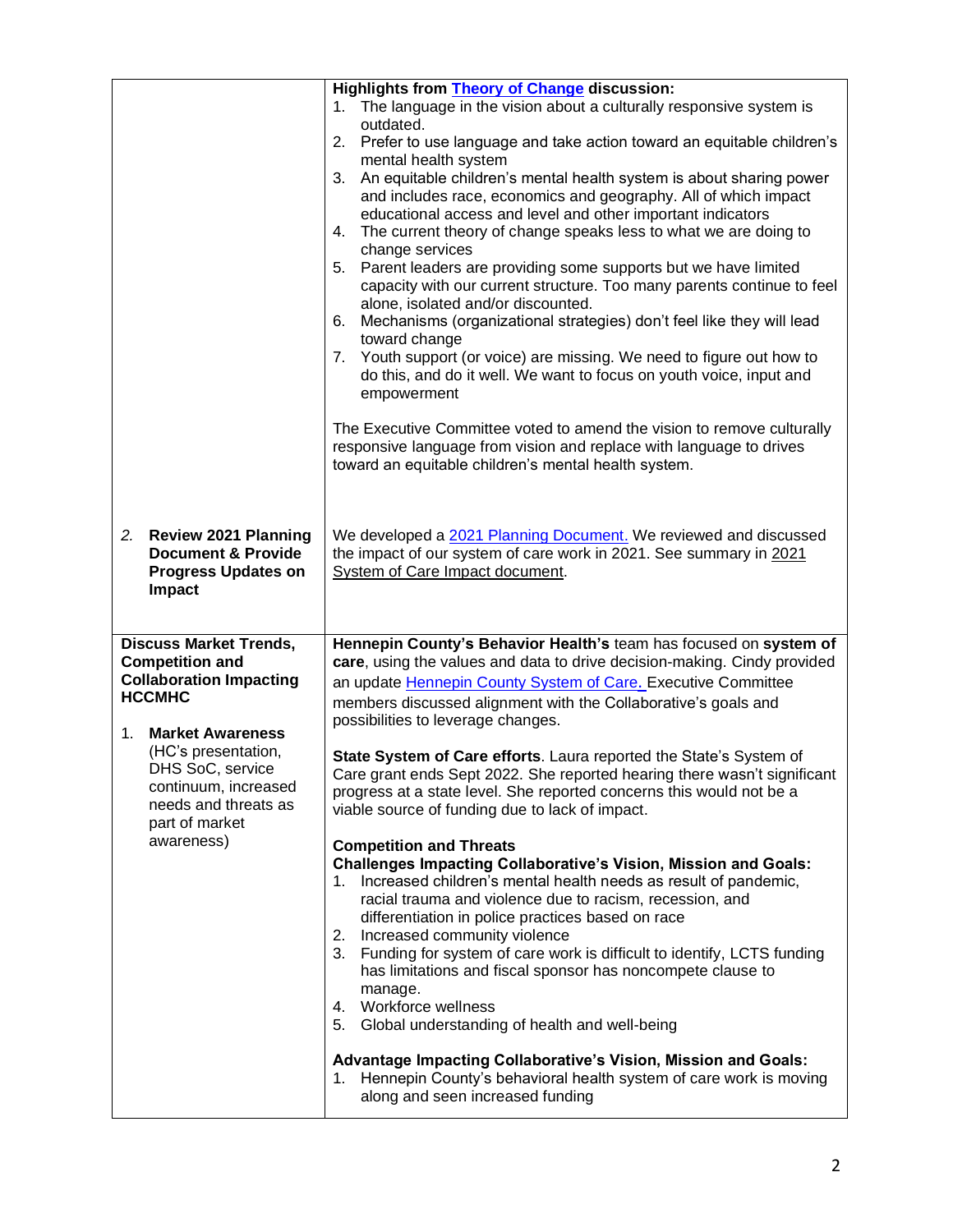| | |
|---|---|
| | **Highlights from Theory of Change discussion:**<br>1. The language in the vision about a culturally responsive system is outdated.<br>2. Prefer to use language and take action toward an equitable children's mental health system<br>3. An equitable children's mental health system is about sharing power and includes race, economics and geography. All of which impact educational access and level and other important indicators<br>4. The current theory of change speaks less to what we are doing to change services<br>5. Parent leaders are providing some supports but we have limited capacity with our current structure. Too many parents continue to feel alone, isolated and/or discounted.<br>6. Mechanisms (organizational strategies) don't feel like they will lead toward change<br>7. Youth support (or voice) are missing. We need to figure out how to do this, and do it well. We want to focus on youth voice, input and empowerment<br><br>The Executive Committee voted to amend the vision to remove culturally responsive language from vision and replace with language to drives toward an equitable children's mental health system. |
| 2. **Review 2021 Planning Document & Provide Progress Updates on Impact** | We developed a 2021 Planning Document. We reviewed and discussed the impact of our system of care work in 2021. See summary in 2021 System of Care Impact document. |
| **Discuss Market Trends, Competition and Collaboration Impacting HCCMHC**<br><br>1. **Market Awareness** (HC's presentation, DHS SoC, service continuum, increased needs and threats as part of market awareness) | **Hennepin County's Behavior Health's** team has focused on **system of care**, using the values and data to drive decision-making. Cindy provided an update Hennepin County System of Care. Executive Committee members discussed alignment with the Collaborative's goals and possibilities to leverage changes.<br><br>**State System of Care efforts**. Laura reported the State's System of Care grant ends Sept 2022. She reported hearing there wasn't significant progress at a state level. She reported concerns this would not be a viable source of funding due to lack of impact.<br><br>**Competition and Threats**<br>**Challenges Impacting Collaborative's Vision, Mission and Goals:**<br>1. Increased children's mental health needs as result of pandemic, racial trauma and violence due to racism, recession, and differentiation in police practices based on race<br>2. Increased community violence<br>3. Funding for system of care work is difficult to identify, LCTS funding has limitations and fiscal sponsor has noncompete clause to manage.<br>4. Workforce wellness<br>5. Global understanding of health and well-being<br><br>**Advantage Impacting Collaborative's Vision, Mission and Goals:**<br>1. Hennepin County's behavioral health system of care work is moving along and seen increased funding |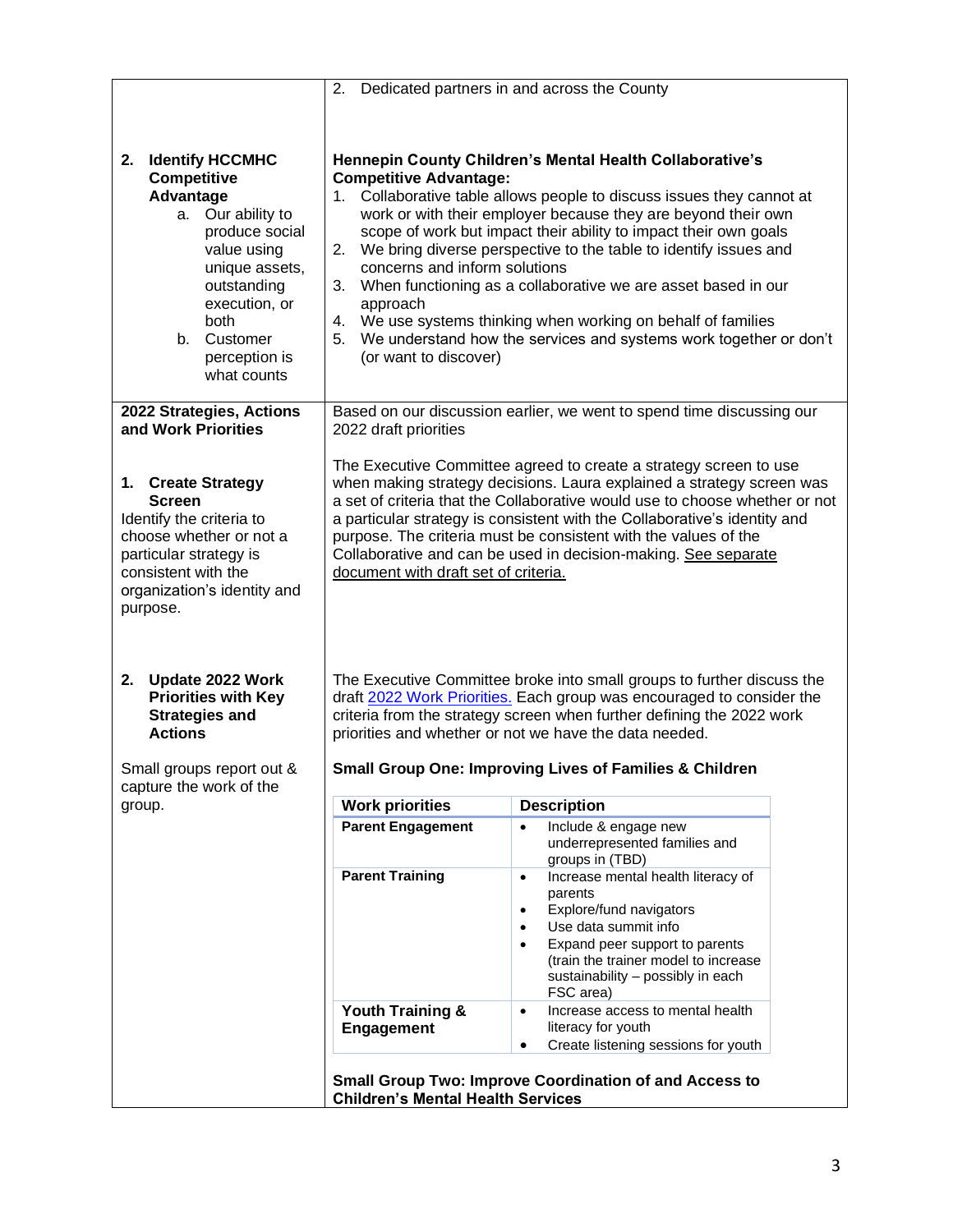| | |
|---|---|
| | 2. Dedicated partners in and across the County |
| **2. Identify HCCMHC Competitive Advantage**<br>a. Our ability to produce social value using unique assets, outstanding execution, or both<br>b. Customer perception is what counts | **Hennepin County Children's Mental Health Collaborative's Competitive Advantage:**<br>1. Collaborative table allows people to discuss issues they cannot at work or with their employer because they are beyond their own scope of work but impact their ability to impact their own goals<br>2. We bring diverse perspective to the table to identify issues and concerns and inform solutions<br>3. When functioning as a collaborative we are asset based in our approach<br>4. We use systems thinking when working on behalf of families<br>5. We understand how the services and systems work together or don't (or want to discover) |
| **2022 Strategies, Actions and Work Priorities**<br><br>**1. Create Strategy Screen**<br>Identify the criteria to choose whether or not a particular strategy is consistent with the organization's identity and purpose. | Based on our discussion earlier, we went to spend time discussing our 2022 draft priorities<br><br>The Executive Committee agreed to create a strategy screen to use when making strategy decisions. Laura explained a strategy screen was a set of criteria that the Collaborative would use to choose whether or not a particular strategy is consistent with the Collaborative's identity and purpose. The criteria must be consistent with the values of the Collaborative and can be used in decision-making. See separate document with draft set of criteria. |
| **2. Update 2022 Work Priorities with Key Strategies and Actions**<br><br>Small groups report out & capture the work of the group. | The Executive Committee broke into small groups to further discuss the draft 2022 Work Priorities. Each group was encouraged to consider the criteria from the strategy screen when further defining the 2022 work priorities and whether or not we have the data needed.<br><br>**Small Group One: Improving Lives of Families & Children** |

| Work priorities | Description |
|---|---|
| **Parent Engagement** | • Include & engage new underrepresented families and groups in (TBD) |
| **Parent Training** | • Increase mental health literacy of parents<br>• Explore/fund navigators<br>• Use data summit info<br>• Expand peer support to parents (train the trainer model to increase sustainability – possibly in each FSC area) |
| **Youth Training & Engagement** | • Increase access to mental health literacy for youth<br>• Create listening sessions for youth |

**Small Group Two: Improve Coordination of and Access to Children's Mental Health Services**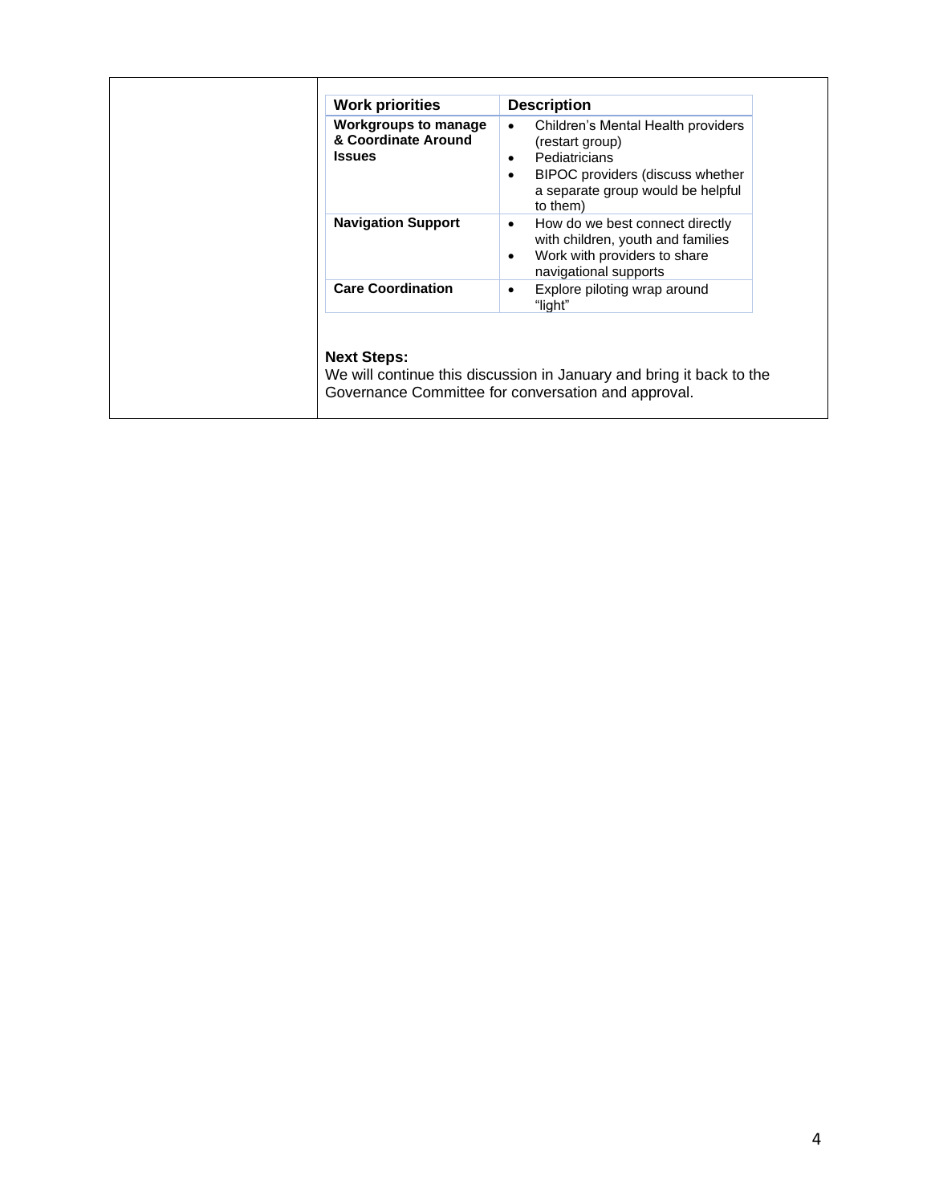| Work priorities | Description |
|---|---|
| **Workgroups to manage & Coordinate Around Issues** | • Children's Mental Health providers (restart group)<br>• Pediatricians<br>• BIPOC providers (discuss whether a separate group would be helpful to them) |
| **Navigation Support** | • How do we best connect directly with children, youth and families<br>• Work with providers to share navigational supports |
| **Care Coordination** | • Explore piloting wrap around "light" |

**Next Steps:**
We will continue this discussion in January and bring it back to the Governance Committee for conversation and approval.